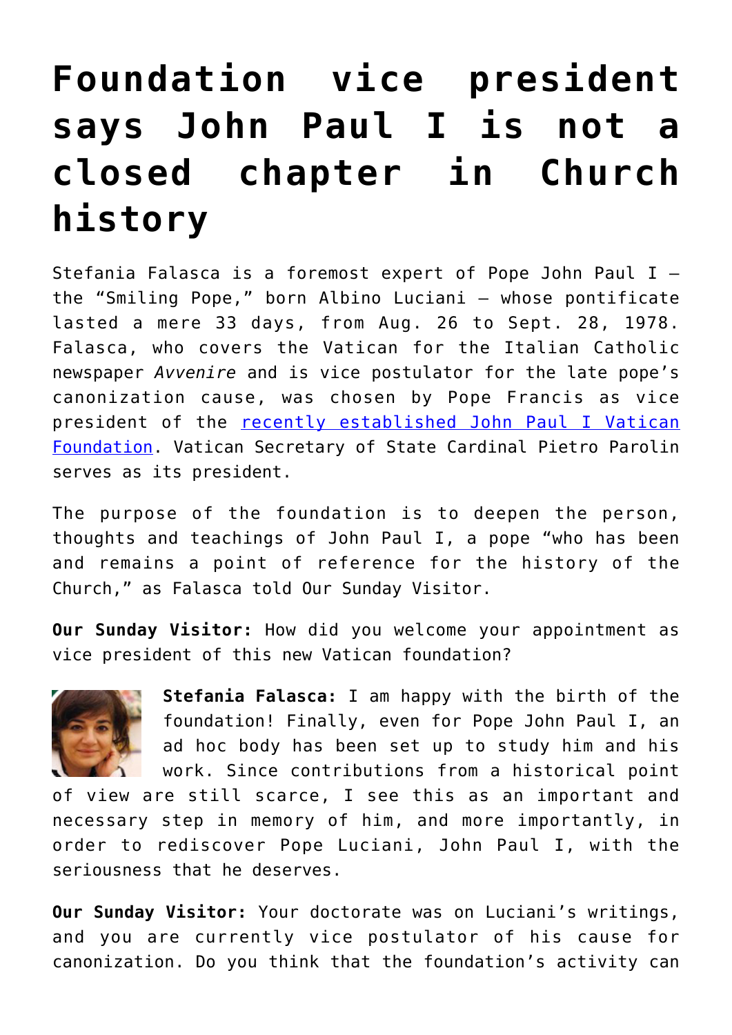# Foundation vice president says John Paul I is not a closed chapter in Church history

Stefania Falasca is a foremost expert of Pope John Paul I — the "Smiling Pope," born Albino Luciani — whose pontificate lasted a mere 33 days, from Aug. 26 to Sept. 28, 1978. Falasca, who covers the Vatican for the Italian Catholic newspaper *Avvenire* and is vice postulator for the late pope's canonization cause, was chosen by Pope Francis as vice president of the recently established John Paul I Vatican Foundation. Vatican Secretary of State Cardinal Pietro Parolin serves as its president.

The purpose of the foundation is to deepen the person, thoughts and teachings of John Paul I, a pope "who has been and remains a point of reference for the history of the Church," as Falasca told Our Sunday Visitor.

**Our Sunday Visitor:** How did you welcome your appointment as vice president of this new Vatican foundation?

**Stefania Falasca:** I am happy with the birth of the foundation! Finally, even for Pope John Paul I, an ad hoc body has been set up to study him and his work. Since contributions from a historical point of view are still scarce, I see this as an important and necessary step in memory of him, and more importantly, in order to rediscover Pope Luciani, John Paul I, with the seriousness that he deserves.

**Our Sunday Visitor:** Your doctorate was on Luciani's writings, and you are currently vice postulator of his cause for canonization. Do you think that the foundation's activity can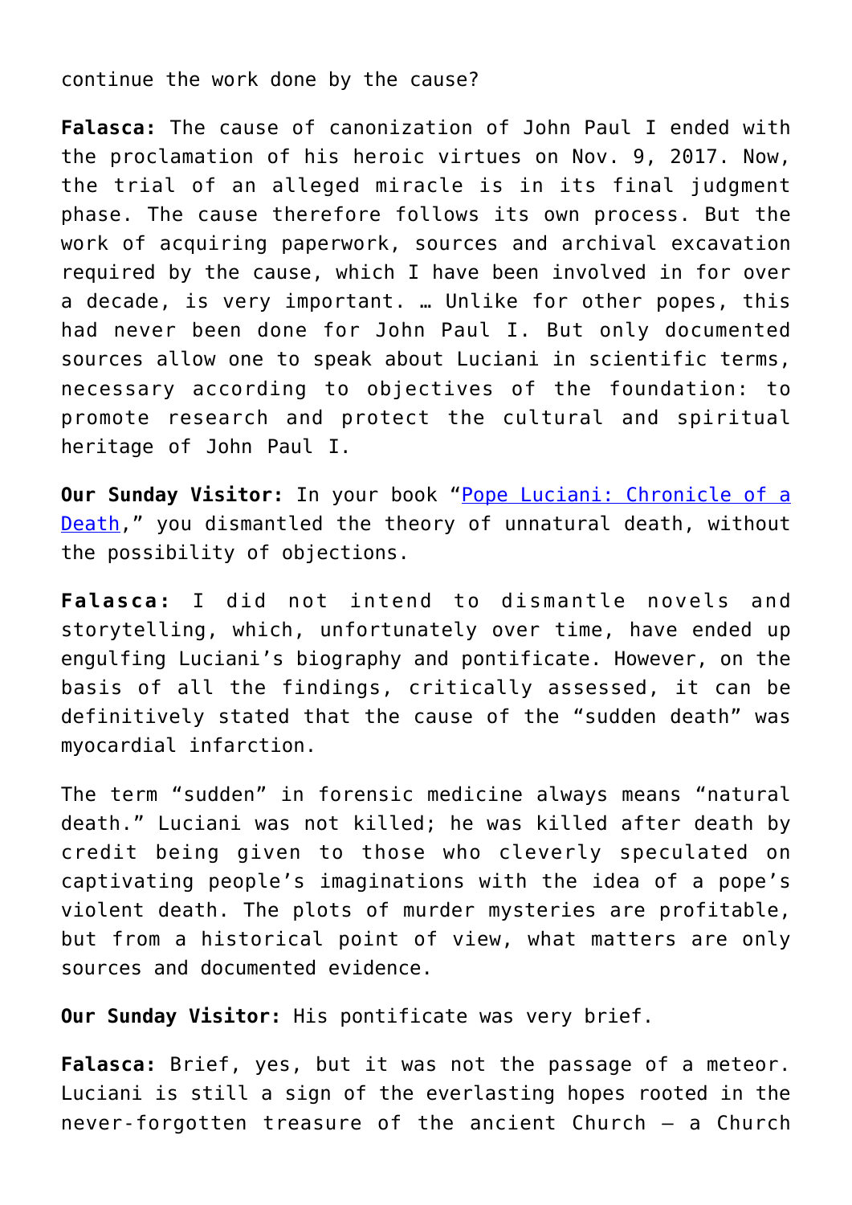continue the work done by the cause?

**Falasca:** The cause of canonization of John Paul I ended with the proclamation of his heroic virtues on Nov. 9, 2017. Now, the trial of an alleged miracle is in its final judgment phase. The cause therefore follows its own process. But the work of acquiring paperwork, sources and archival excavation required by the cause, which I have been involved in for over a decade, is very important. … Unlike for other popes, this had never been done for John Paul I. But only documented sources allow one to speak about Luciani in scientific terms, necessary according to objectives of the foundation: to promote research and protect the cultural and spiritual heritage of John Paul I.

**Our Sunday Visitor:** In your book "Pope Luciani: Chronicle of a Death," you dismantled the theory of unnatural death, without the possibility of objections.

**Falasca:** I did not intend to dismantle novels and storytelling, which, unfortunately over time, have ended up engulfing Luciani's biography and pontificate. However, on the basis of all the findings, critically assessed, it can be definitively stated that the cause of the "sudden death" was myocardial infarction.

The term "sudden" in forensic medicine always means "natural death." Luciani was not killed; he was killed after death by credit being given to those who cleverly speculated on captivating people's imaginations with the idea of a pope's violent death. The plots of murder mysteries are profitable, but from a historical point of view, what matters are only sources and documented evidence.

**Our Sunday Visitor:** His pontificate was very brief.

**Falasca:** Brief, yes, but it was not the passage of a meteor. Luciani is still a sign of the everlasting hopes rooted in the never-forgotten treasure of the ancient Church — a Church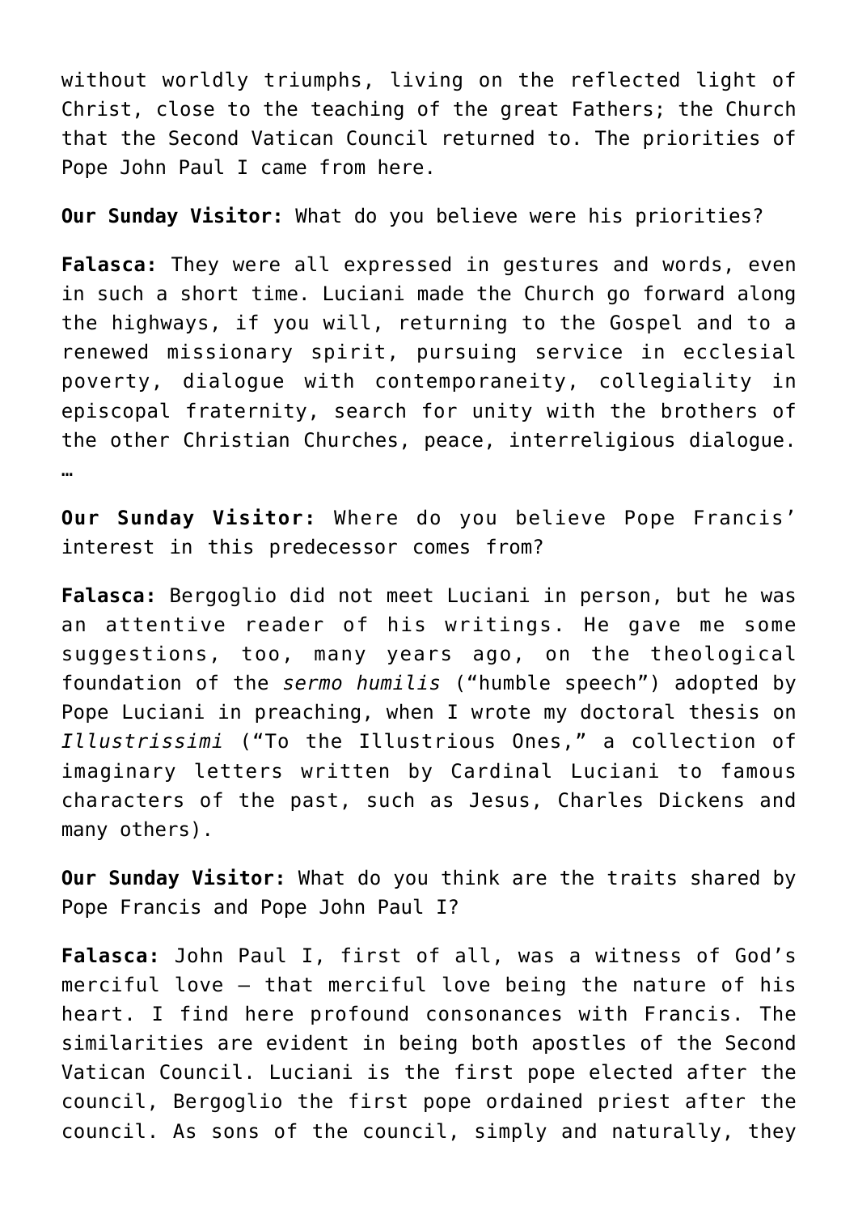without worldly triumphs, living on the reflected light of Christ, close to the teaching of the great Fathers; the Church that the Second Vatican Council returned to. The priorities of Pope John Paul I came from here.

**Our Sunday Visitor:** What do you believe were his priorities?

**Falasca:** They were all expressed in gestures and words, even in such a short time. Luciani made the Church go forward along the highways, if you will, returning to the Gospel and to a renewed missionary spirit, pursuing service in ecclesial poverty, dialogue with contemporaneity, collegiality in episcopal fraternity, search for unity with the brothers of the other Christian Churches, peace, interreligious dialogue. …

**Our Sunday Visitor:** Where do you believe Pope Francis' interest in this predecessor comes from?

**Falasca:** Bergoglio did not meet Luciani in person, but he was an attentive reader of his writings. He gave me some suggestions, too, many years ago, on the theological foundation of the *sermo humilis* ("humble speech") adopted by Pope Luciani in preaching, when I wrote my doctoral thesis on *Illustrissimi* ("To the Illustrious Ones," a collection of imaginary letters written by Cardinal Luciani to famous characters of the past, such as Jesus, Charles Dickens and many others).

**Our Sunday Visitor:** What do you think are the traits shared by Pope Francis and Pope John Paul I?

**Falasca:** John Paul I, first of all, was a witness of God's merciful love — that merciful love being the nature of his heart. I find here profound consonances with Francis. The similarities are evident in being both apostles of the Second Vatican Council. Luciani is the first pope elected after the council, Bergoglio the first pope ordained priest after the council. As sons of the council, simply and naturally, they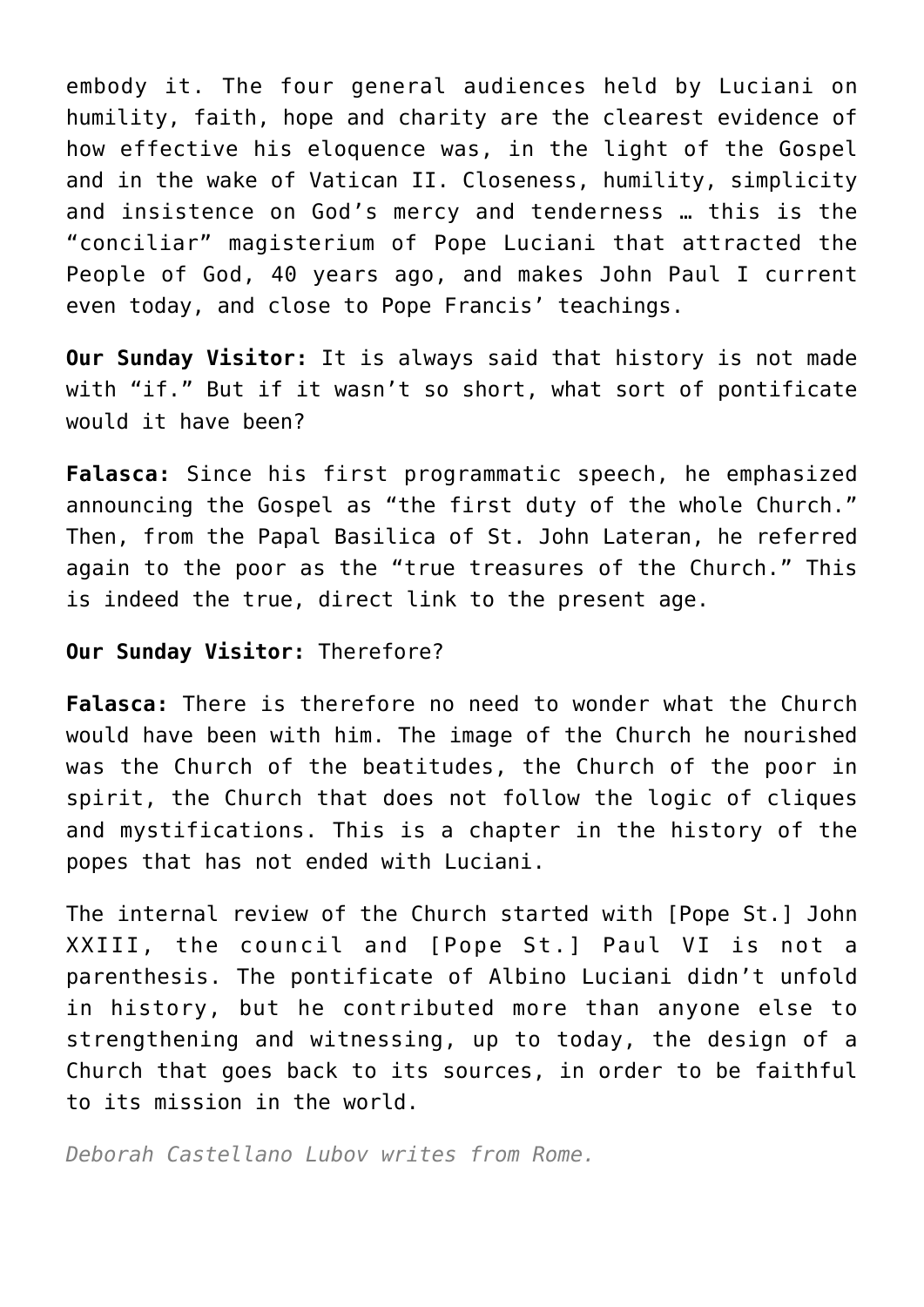embody it. The four general audiences held by Luciani on humility, faith, hope and charity are the clearest evidence of how effective his eloquence was, in the light of the Gospel and in the wake of Vatican II. Closeness, humility, simplicity and insistence on God's mercy and tenderness … this is the "conciliar" magisterium of Pope Luciani that attracted the People of God, 40 years ago, and makes John Paul I current even today, and close to Pope Francis' teachings.

**Our Sunday Visitor:** It is always said that history is not made with "if." But if it wasn't so short, what sort of pontificate would it have been?

**Falasca:** Since his first programmatic speech, he emphasized announcing the Gospel as "the first duty of the whole Church." Then, from the Papal Basilica of St. John Lateran, he referred again to the poor as the "true treasures of the Church." This is indeed the true, direct link to the present age.

**Our Sunday Visitor:** Therefore?

**Falasca:** There is therefore no need to wonder what the Church would have been with him. The image of the Church he nourished was the Church of the beatitudes, the Church of the poor in spirit, the Church that does not follow the logic of cliques and mystifications. This is a chapter in the history of the popes that has not ended with Luciani.

The internal review of the Church started with [Pope St.] John XXIII, the council and [Pope St.] Paul VI is not a parenthesis. The pontificate of Albino Luciani didn't unfold in history, but he contributed more than anyone else to strengthening and witnessing, up to today, the design of a Church that goes back to its sources, in order to be faithful to its mission in the world.

*Deborah Castellano Lubov writes from Rome.*